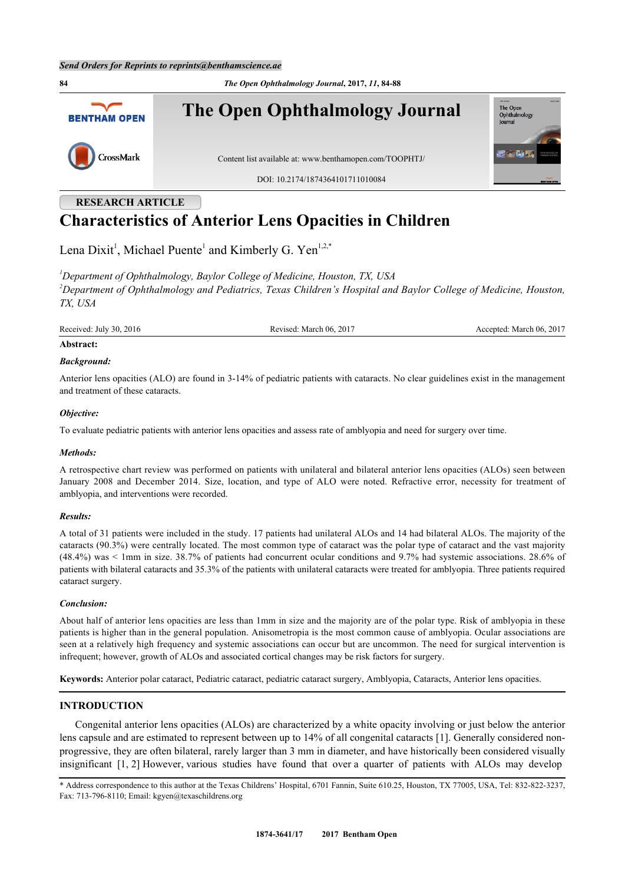RESEARCH ARTICLE

# Characteristics of Anterior Lens Opacities in Children

Lena Dixit[1], Michael Puente[1] and Kimberly G. Yen[1,2,*]

[1] *Department of Ophthalmology, Baylor College of Medicine, Houston, TX, USA*
[2] *Department of Ophthalmology and Pediatrics, Texas Children's Hospital and Baylor College of Medicine, Houston, TX, USA*

Received: July 30, 2016 | Revised: March 06, 2017 | Accepted: March 06, 2017

**Abstract:**

***Background:***

Anterior lens opacities (ALO) are found in 3-14% of pediatric patients with cataracts. No clear guidelines exist in the management and treatment of these cataracts.

***Objective:***

To evaluate pediatric patients with anterior lens opacities and assess rate of amblyopia and need for surgery over time.

***Methods:***

A retrospective chart review was performed on patients with unilateral and bilateral anterior lens opacities (ALOs) seen between January 2008 and December 2014. Size, location, and type of ALO were noted. Refractive error, necessity for treatment of amblyopia, and interventions were recorded.

***Results:***

A total of 31 patients were included in the study. 17 patients had unilateral ALOs and 14 had bilateral ALOs. The majority of the cataracts (90.3%) were centrally located. The most common type of cataract was the polar type of cataract and the vast majority (48.4%) was < 1mm in size. 38.7% of patients had concurrent ocular conditions and 9.7% had systemic associations. 28.6% of patients with bilateral cataracts and 35.3% of the patients with unilateral cataracts were treated for amblyopia. Three patients required cataract surgery.

***Conclusion:***

About half of anterior lens opacities are less than 1mm in size and the majority are of the polar type. Risk of amblyopia in these patients is higher than in the general population. Anisometropia is the most common cause of amblyopia. Ocular associations are seen at a relatively high frequency and systemic associations can occur but are uncommon. The need for surgical intervention is infrequent; however, growth of ALOs and associated cortical changes may be risk factors for surgery.

**Keywords:** Anterior polar cataract, Pediatric cataract, pediatric cataract surgery, Amblyopia, Cataracts, Anterior lens opacities.

## INTRODUCTION

Congenital anterior lens opacities (ALOs) are characterized by a white opacity involving or just below the anterior lens capsule and are estimated to represent between up to 14% of all congenital cataracts [1]. Generally considered non-progressive, they are often bilateral, rarely larger than 3 mm in diameter, and have historically been considered visually insignificant [1, 2] However, various studies have found that over a quarter of patients with ALOs may develop

* Address correspondence to this author at the Texas Childrens' Hospital, 6701 Fannin, Suite 610.25, Houston, TX 77005, USA, Tel: 832-822-3237, Fax: 713-796-8110; Email: kgyen@texaschildrens.org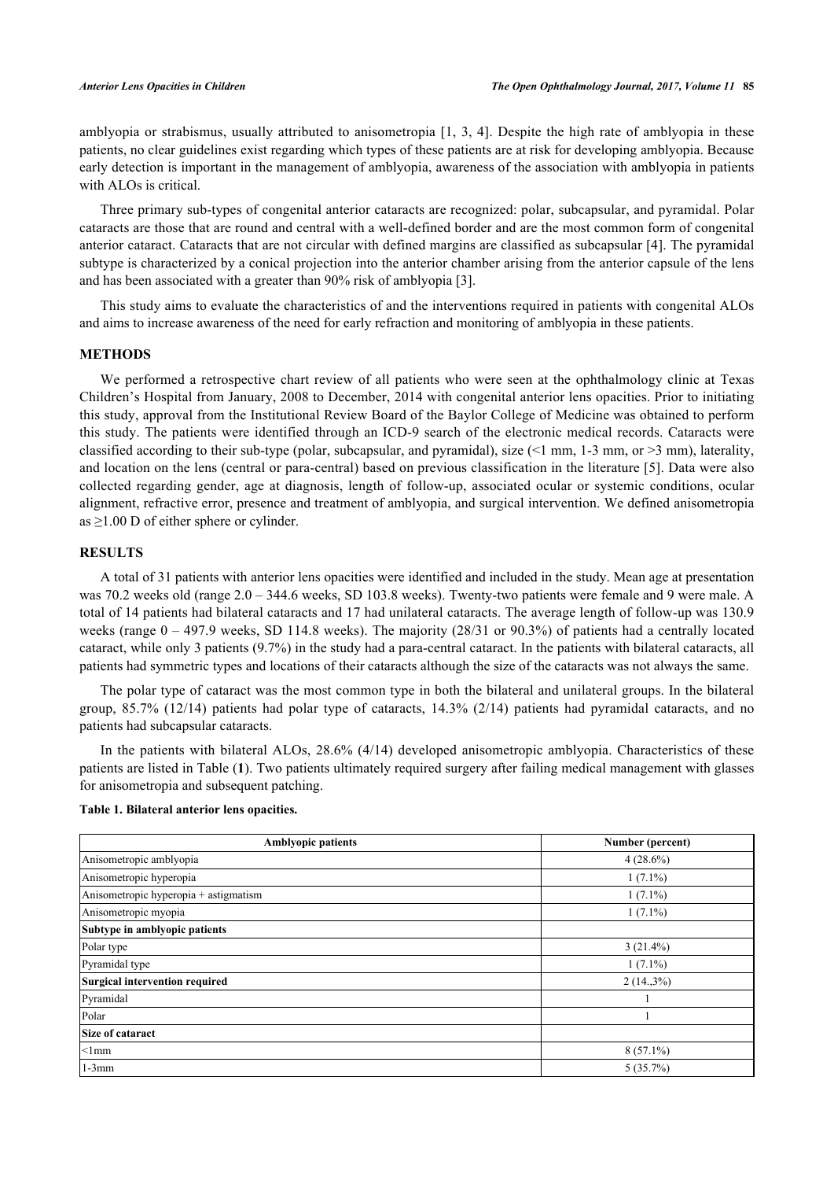amblyopia or strabismus, usually attributed to anisometropia [1, 3, 4]. Despite the high rate of amblyopia in these patients, no clear guidelines exist regarding which types of these patients are at risk for developing amblyopia. Because early detection is important in the management of amblyopia, awareness of the association with amblyopia in patients with ALOs is critical.

Three primary sub-types of congenital anterior cataracts are recognized: polar, subcapsular, and pyramidal. Polar cataracts are those that are round and central with a well-defined border and are the most common form of congenital anterior cataract. Cataracts that are not circular with defined margins are classified as subcapsular [4]. The pyramidal subtype is characterized by a conical projection into the anterior chamber arising from the anterior capsule of the lens and has been associated with a greater than 90% risk of amblyopia [3].

This study aims to evaluate the characteristics of and the interventions required in patients with congenital ALOs and aims to increase awareness of the need for early refraction and monitoring of amblyopia in these patients.

## METHODS

We performed a retrospective chart review of all patients who were seen at the ophthalmology clinic at Texas Children's Hospital from January, 2008 to December, 2014 with congenital anterior lens opacities. Prior to initiating this study, approval from the Institutional Review Board of the Baylor College of Medicine was obtained to perform this study. The patients were identified through an ICD-9 search of the electronic medical records. Cataracts were classified according to their sub-type (polar, subcapsular, and pyramidal), size (<1 mm, 1-3 mm, or >3 mm), laterality, and location on the lens (central or para-central) based on previous classification in the literature [5]. Data were also collected regarding gender, age at diagnosis, length of follow-up, associated ocular or systemic conditions, ocular alignment, refractive error, presence and treatment of amblyopia, and surgical intervention. We defined anisometropia as ≥1.00 D of either sphere or cylinder.

## RESULTS

A total of 31 patients with anterior lens opacities were identified and included in the study. Mean age at presentation was 70.2 weeks old (range 2.0 – 344.6 weeks, SD 103.8 weeks). Twenty-two patients were female and 9 were male. A total of 14 patients had bilateral cataracts and 17 had unilateral cataracts. The average length of follow-up was 130.9 weeks (range 0 – 497.9 weeks, SD 114.8 weeks). The majority (28/31 or 90.3%) of patients had a centrally located cataract, while only 3 patients (9.7%) in the study had a para-central cataract. In the patients with bilateral cataracts, all patients had symmetric types and locations of their cataracts although the size of the cataracts was not always the same.

The polar type of cataract was the most common type in both the bilateral and unilateral groups. In the bilateral group, 85.7% (12/14) patients had polar type of cataracts, 14.3% (2/14) patients had pyramidal cataracts, and no patients had subcapsular cataracts.

In the patients with bilateral ALOs, 28.6% (4/14) developed anisometropic amblyopia. Characteristics of these patients are listed in Table (**1**). Two patients ultimately required surgery after failing medical management with glasses for anisometropia and subsequent patching.

**Table 1. Bilateral anterior lens opacities.**

| Amblyopic patients | Number (percent) |
|---|---|
| Anisometropic amblyopia | 4 (28.6%) |
| Anisometropic hyperopia | 1 (7.1%) |
| Anisometropic hyperopia + astigmatism | 1 (7.1%) |
| Anisometropic myopia | 1 (7.1%) |
| **Subtype in amblyopic patients** | |
| Polar type | 3 (21.4%) |
| Pyramidal type | 1 (7.1%) |
| **Surgical intervention required** | 2 (14.,3%) |
| Pyramidal | 1 |
| Polar | 1 |
| **Size of cataract** | |
| <1mm | 8 (57.1%) |
| 1-3mm | 5 (35.7%) |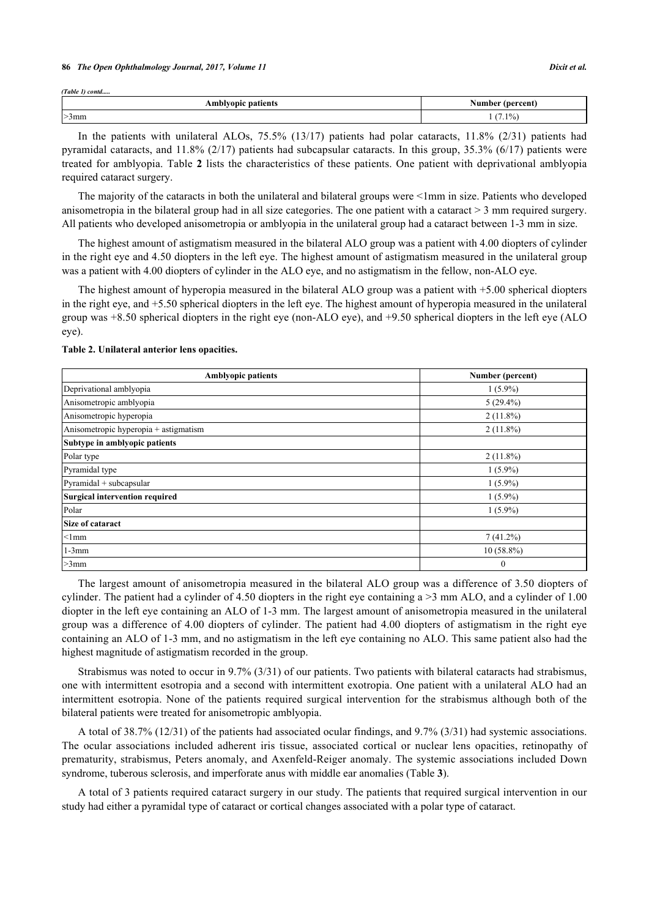*(Table 1) contd.....*

| Amblyopic patients | Number (percent) |
|---|---|
| >3mm | 1 (7.1%) |

In the patients with unilateral ALOs, 75.5% (13/17) patients had polar cataracts, 11.8% (2/31) patients had pyramidal cataracts, and 11.8% (2/17) patients had subcapsular cataracts. In this group, 35.3% (6/17) patients were treated for amblyopia. Table **2** lists the characteristics of these patients. One patient with deprivational amblyopia required cataract surgery.

The majority of the cataracts in both the unilateral and bilateral groups were <1mm in size. Patients who developed anisometropia in the bilateral group had in all size categories. The one patient with a cataract > 3 mm required surgery. All patients who developed anisometropia or amblyopia in the unilateral group had a cataract between 1-3 mm in size.

The highest amount of astigmatism measured in the bilateral ALO group was a patient with 4.00 diopters of cylinder in the right eye and 4.50 diopters in the left eye. The highest amount of astigmatism measured in the unilateral group was a patient with 4.00 diopters of cylinder in the ALO eye, and no astigmatism in the fellow, non-ALO eye.

The highest amount of hyperopia measured in the bilateral ALO group was a patient with +5.00 spherical diopters in the right eye, and +5.50 spherical diopters in the left eye. The highest amount of hyperopia measured in the unilateral group was +8.50 spherical diopters in the right eye (non-ALO eye), and +9.50 spherical diopters in the left eye (ALO eye).

**Table 2. Unilateral anterior lens opacities.**

| Amblyopic patients | Number (percent) |
|---|---|
| Deprivational amblyopia | 1 (5.9%) |
| Anisometropic amblyopia | 5 (29.4%) |
| Anisometropic hyperopia | 2 (11.8%) |
| Anisometropic hyperopia + astigmatism | 2 (11.8%) |
| **Subtype in amblyopic patients** | |
| Polar type | 2 (11.8%) |
| Pyramidal type | 1 (5.9%) |
| Pyramidal + subcapsular | 1 (5.9%) |
| **Surgical intervention required** | 1 (5.9%) |
| Polar | 1 (5.9%) |
| **Size of cataract** | |
| <1mm | 7 (41.2%) |
| 1-3mm | 10 (58.8%) |
| >3mm | 0 |

The largest amount of anisometropia measured in the bilateral ALO group was a difference of 3.50 diopters of cylinder. The patient had a cylinder of 4.50 diopters in the right eye containing a >3 mm ALO, and a cylinder of 1.00 diopter in the left eye containing an ALO of 1-3 mm. The largest amount of anisometropia measured in the unilateral group was a difference of 4.00 diopters of cylinder. The patient had 4.00 diopters of astigmatism in the right eye containing an ALO of 1-3 mm, and no astigmatism in the left eye containing no ALO. This same patient also had the highest magnitude of astigmatism recorded in the group.

Strabismus was noted to occur in 9.7% (3/31) of our patients. Two patients with bilateral cataracts had strabismus, one with intermittent esotropia and a second with intermittent exotropia. One patient with a unilateral ALO had an intermittent esotropia. None of the patients required surgical intervention for the strabismus although both of the bilateral patients were treated for anisometropic amblyopia.

A total of 38.7% (12/31) of the patients had associated ocular findings, and 9.7% (3/31) had systemic associations. The ocular associations included adherent iris tissue, associated cortical or nuclear lens opacities, retinopathy of prematurity, strabismus, Peters anomaly, and Axenfeld-Reiger anomaly. The systemic associations included Down syndrome, tuberous sclerosis, and imperforate anus with middle ear anomalies (Table **3**).

A total of 3 patients required cataract surgery in our study. The patients that required surgical intervention in our study had either a pyramidal type of cataract or cortical changes associated with a polar type of cataract.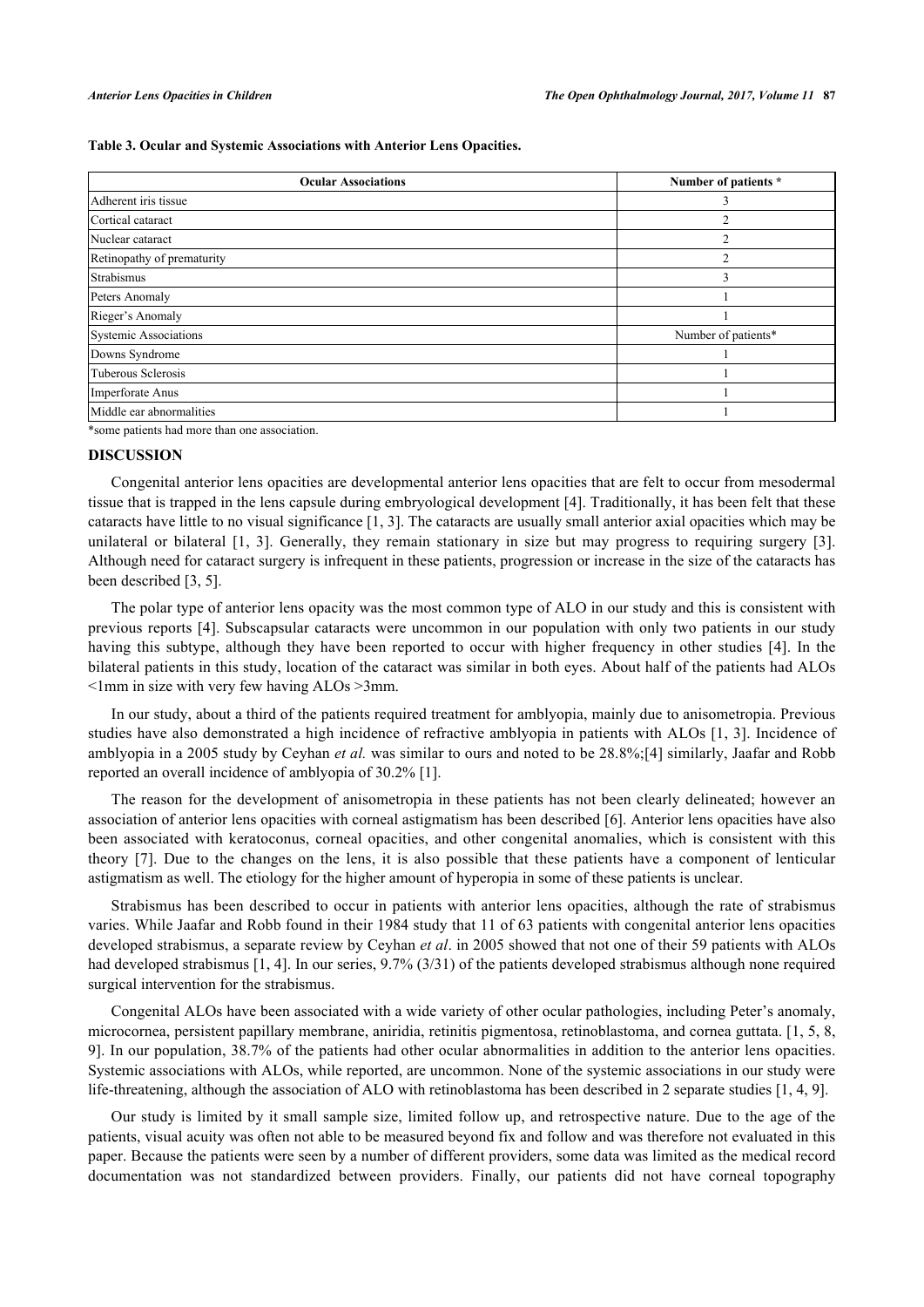**Table 3. Ocular and Systemic Associations with Anterior Lens Opacities.**

| Ocular Associations | Number of patients * |
|---|---|
| Adherent iris tissue | 3 |
| Cortical cataract | 2 |
| Nuclear cataract | 2 |
| Retinopathy of prematurity | 2 |
| Strabismus | 3 |
| Peters Anomaly | 1 |
| Rieger's Anomaly | 1 |
| Systemic Associations | Number of patients* |
| Downs Syndrome | 1 |
| Tuberous Sclerosis | 1 |
| Imperforate Anus | 1 |
| Middle ear abnormalities | 1 |

*some patients had more than one association.

## DISCUSSION

Congenital anterior lens opacities are developmental anterior lens opacities that are felt to occur from mesodermal tissue that is trapped in the lens capsule during embryological development [4]. Traditionally, it has been felt that these cataracts have little to no visual significance [1, 3]. The cataracts are usually small anterior axial opacities which may be unilateral or bilateral [1, 3]. Generally, they remain stationary in size but may progress to requiring surgery [3]. Although need for cataract surgery is infrequent in these patients, progression or increase in the size of the cataracts has been described [3, 5].

The polar type of anterior lens opacity was the most common type of ALO in our study and this is consistent with previous reports [4]. Subscapsular cataracts were uncommon in our population with only two patients in our study having this subtype, although they have been reported to occur with higher frequency in other studies [4]. In the bilateral patients in this study, location of the cataract was similar in both eyes. About half of the patients had ALOs <1mm in size with very few having ALOs >3mm.

In our study, about a third of the patients required treatment for amblyopia, mainly due to anisometropia. Previous studies have also demonstrated a high incidence of refractive amblyopia in patients with ALOs [1, 3]. Incidence of amblyopia in a 2005 study by Ceyhan *et al.* was similar to ours and noted to be 28.8%;[4] similarly, Jaafar and Robb reported an overall incidence of amblyopia of 30.2% [1].

The reason for the development of anisometropia in these patients has not been clearly delineated; however an association of anterior lens opacities with corneal astigmatism has been described [6]. Anterior lens opacities have also been associated with keratoconus, corneal opacities, and other congenital anomalies, which is consistent with this theory [7]. Due to the changes on the lens, it is also possible that these patients have a component of lenticular astigmatism as well. The etiology for the higher amount of hyperopia in some of these patients is unclear.

Strabismus has been described to occur in patients with anterior lens opacities, although the rate of strabismus varies. While Jaafar and Robb found in their 1984 study that 11 of 63 patients with congenital anterior lens opacities developed strabismus, a separate review by Ceyhan *et al*. in 2005 showed that not one of their 59 patients with ALOs had developed strabismus [1, 4]. In our series, 9.7% (3/31) of the patients developed strabismus although none required surgical intervention for the strabismus.

Congenital ALOs have been associated with a wide variety of other ocular pathologies, including Peter's anomaly, microcornea, persistent papillary membrane, aniridia, retinitis pigmentosa, retinoblastoma, and cornea guttata. [1, 5, 8, 9]. In our population, 38.7% of the patients had other ocular abnormalities in addition to the anterior lens opacities. Systemic associations with ALOs, while reported, are uncommon. None of the systemic associations in our study were life-threatening, although the association of ALO with retinoblastoma has been described in 2 separate studies [1, 4, 9].

Our study is limited by it small sample size, limited follow up, and retrospective nature. Due to the age of the patients, visual acuity was often not able to be measured beyond fix and follow and was therefore not evaluated in this paper. Because the patients were seen by a number of different providers, some data was limited as the medical record documentation was not standardized between providers. Finally, our patients did not have corneal topography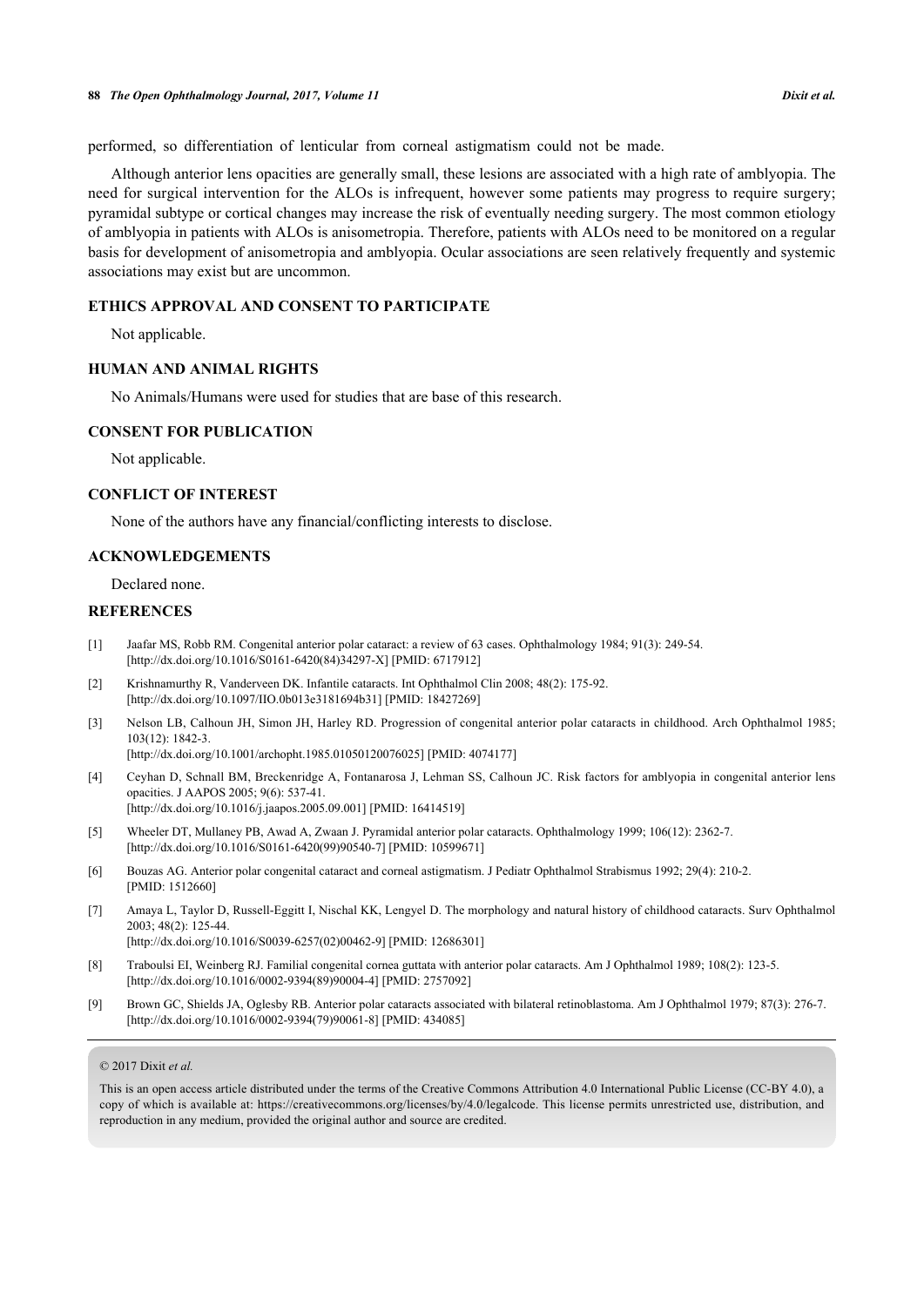performed, so differentiation of lenticular from corneal astigmatism could not be made.

Although anterior lens opacities are generally small, these lesions are associated with a high rate of amblyopia. The need for surgical intervention for the ALOs is infrequent, however some patients may progress to require surgery; pyramidal subtype or cortical changes may increase the risk of eventually needing surgery. The most common etiology of amblyopia in patients with ALOs is anisometropia. Therefore, patients with ALOs need to be monitored on a regular basis for development of anisometropia and amblyopia. Ocular associations are seen relatively frequently and systemic associations may exist but are uncommon.

## ETHICS APPROVAL AND CONSENT TO PARTICIPATE

Not applicable.

## HUMAN AND ANIMAL RIGHTS

No Animals/Humans were used for studies that are base of this research.

## CONSENT FOR PUBLICATION

Not applicable.

## CONFLICT OF INTEREST

None of the authors have any financial/conflicting interests to disclose.

## ACKNOWLEDGEMENTS

Declared none.

## REFERENCES

[1] Jaafar MS, Robb RM. Congenital anterior polar cataract: a review of 63 cases. Ophthalmology 1984; 91(3): 249-54. [http://dx.doi.org/10.1016/S0161-6420(84)34297-X] [PMID: 6717912]

[2] Krishnamurthy R, Vanderveen DK. Infantile cataracts. Int Ophthalmol Clin 2008; 48(2): 175-92. [http://dx.doi.org/10.1097/IIO.0b013e3181694b31] [PMID: 18427269]

[3] Nelson LB, Calhoun JH, Simon JH, Harley RD. Progression of congenital anterior polar cataracts in childhood. Arch Ophthalmol 1985; 103(12): 1842-3. [http://dx.doi.org/10.1001/archopht.1985.01050120076025] [PMID: 4074177]

[4] Ceyhan D, Schnall BM, Breckenridge A, Fontanarosa J, Lehman SS, Calhoun JC. Risk factors for amblyopia in congenital anterior lens opacities. J AAPOS 2005; 9(6): 537-41. [http://dx.doi.org/10.1016/j.jaapos.2005.09.001] [PMID: 16414519]

[5] Wheeler DT, Mullaney PB, Awad A, Zwaan J. Pyramidal anterior polar cataracts. Ophthalmology 1999; 106(12): 2362-7. [http://dx.doi.org/10.1016/S0161-6420(99)90540-7] [PMID: 10599671]

[6] Bouzas AG. Anterior polar congenital cataract and corneal astigmatism. J Pediatr Ophthalmol Strabismus 1992; 29(4): 210-2. [PMID: 1512660]

[7] Amaya L, Taylor D, Russell-Eggitt I, Nischal KK, Lengyel D. The morphology and natural history of childhood cataracts. Surv Ophthalmol 2003; 48(2): 125-44. [http://dx.doi.org/10.1016/S0039-6257(02)00462-9] [PMID: 12686301]

[8] Traboulsi EI, Weinberg RJ. Familial congenital cornea guttata with anterior polar cataracts. Am J Ophthalmol 1989; 108(2): 123-5. [http://dx.doi.org/10.1016/0002-9394(89)90004-4] [PMID: 2757092]

[9] Brown GC, Shields JA, Oglesby RB. Anterior polar cataracts associated with bilateral retinoblastoma. Am J Ophthalmol 1979; 87(3): 276-7. [http://dx.doi.org/10.1016/0002-9394(79)90061-8] [PMID: 434085]

© 2017 Dixit *et al.*

This is an open access article distributed under the terms of the Creative Commons Attribution 4.0 International Public License (CC-BY 4.0), a copy of which is available at: https://creativecommons.org/licenses/by/4.0/legalcode. This license permits unrestricted use, distribution, and reproduction in any medium, provided the original author and source are credited.